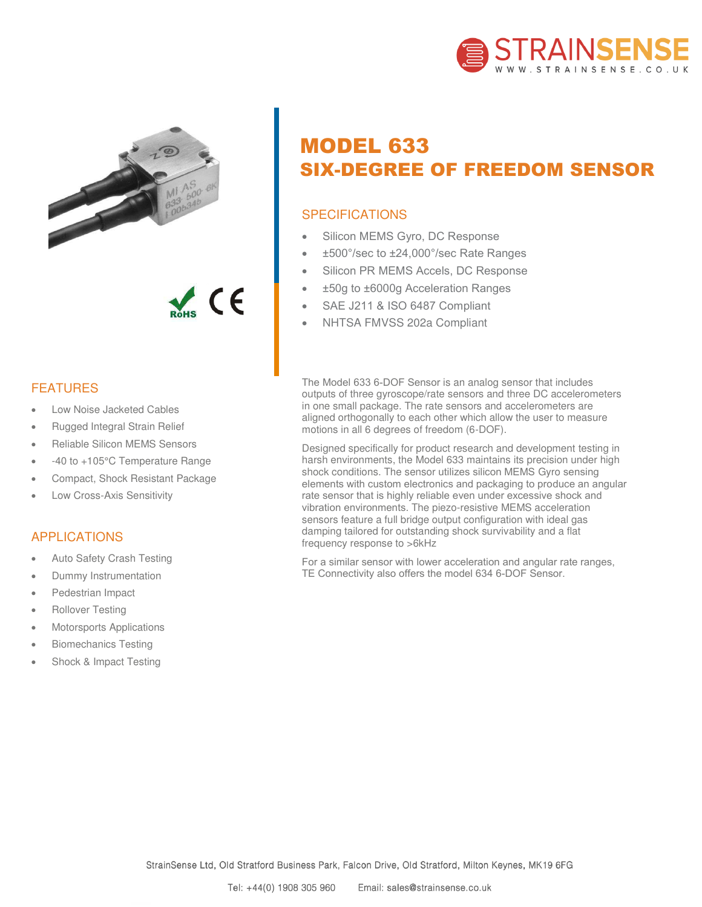# MODEL 633
## SIX-DEGREE OF FREEDOM SENSOR

### SPECIFICATIONS

- Silicon MEMS Gyro, DC Response
- ±500°/sec to ±24,000°/sec Rate Ranges
- Silicon PR MEMS Accels, DC Response
- ±50g to ±6000g Acceleration Ranges
- SAE J211 & ISO 6487 Compliant
- NHTSA FMVSS 202a Compliant

The Model 633 6-DOF Sensor is an analog sensor that includes outputs of three gyroscope/rate sensors and three DC accelerometers in one small package. The rate sensors and accelerometers are aligned orthogonally to each other which allow the user to measure motions in all 6 degrees of freedom (6-DOF).

Designed specifically for product research and development testing in harsh environments, the Model 633 maintains its precision under high shock conditions. The sensor utilizes silicon MEMS Gyro sensing elements with custom electronics and packaging to produce an angular rate sensor that is highly reliable even under excessive shock and vibration environments. The piezo-resistive MEMS acceleration sensors feature a full bridge output configuration with ideal gas damping tailored for outstanding shock survivability and a flat frequency response to >6kHz

For a similar sensor with lower acceleration and angular rate ranges, TE Connectivity also offers the model 634 6-DOF Sensor.

### FEATURES

- Low Noise Jacketed Cables
- Rugged Integral Strain Relief
- Reliable Silicon MEMS Sensors
- -40 to +105°C Temperature Range
- Compact, Shock Resistant Package
- Low Cross-Axis Sensitivity

### APPLICATIONS

- Auto Safety Crash Testing
- Dummy Instrumentation
- Pedestrian Impact
- Rollover Testing
- Motorsports Applications
- Biomechanics Testing
- Shock & Impact Testing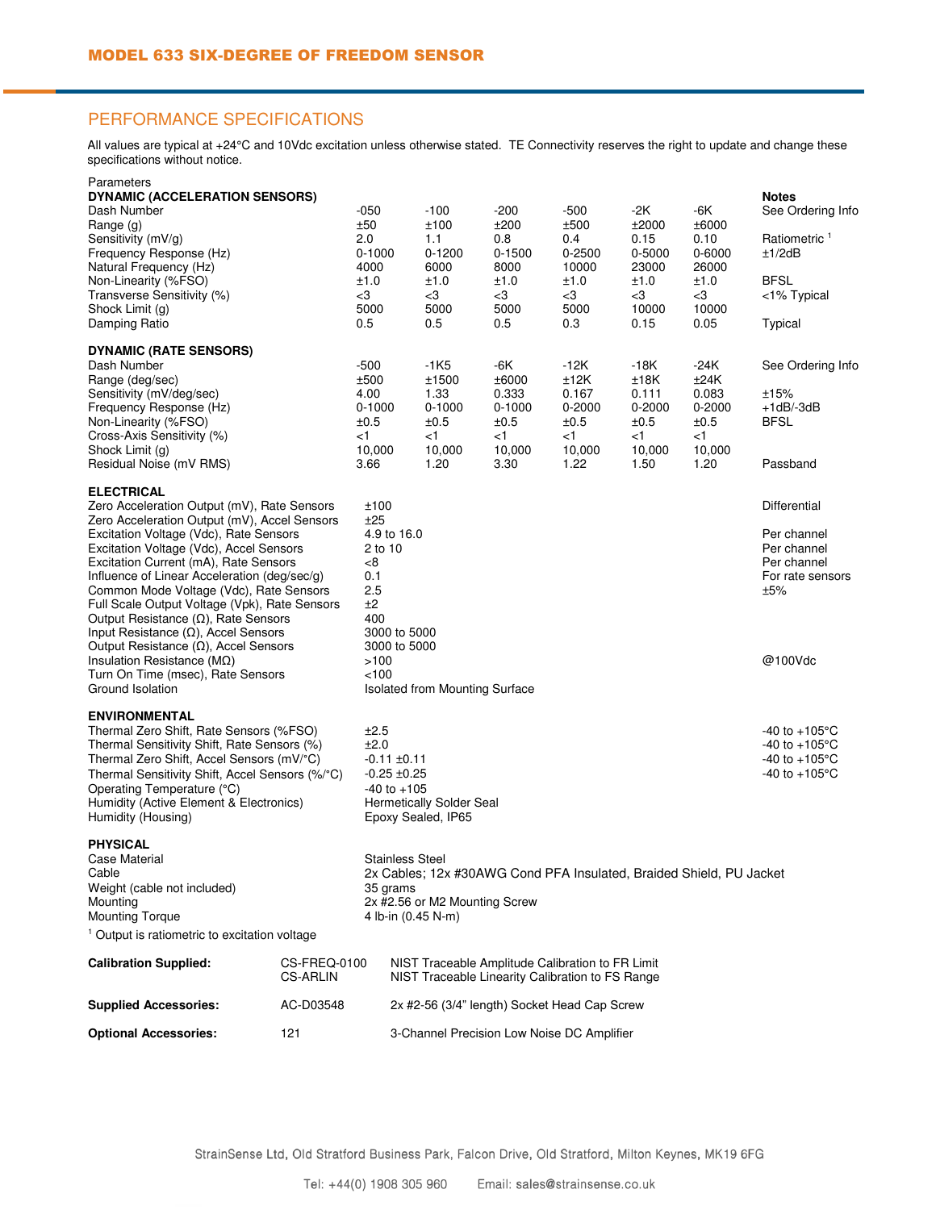## MODEL 633 SIX-DEGREE OF FREEDOM SENSOR

## PERFORMANCE SPECIFICATIONS

All values are typical at +24°C and 10Vdc excitation unless otherwise stated. TE Connectivity reserves the right to update and change these specifications without notice.

| Parameters | | | | | | | Notes |
|---|---|---|---|---|---|---|---|
| **DYNAMIC (ACCELERATION SENSORS)** | | | | | | | **Notes** |
| Dash Number | -050 | -100 | -200 | -500 | -2K | -6K | See Ordering Info |
| Range (g) | ±50 | ±100 | ±200 | ±500 | ±2000 | ±6000 | |
| Sensitivity (mV/g) | 2.0 | 1.1 | 0.8 | 0.4 | 0.15 | 0.10 | Ratiometric [1] |
| Frequency Response (Hz) | 0-1000 | 0-1200 | 0-1500 | 0-2500 | 0-5000 | 0-6000 | ±1/2dB |
| Natural Frequency (Hz) | 4000 | 6000 | 8000 | 10000 | 23000 | 26000 | |
| Non-Linearity (%FSO) | ±1.0 | ±1.0 | ±1.0 | ±1.0 | ±1.0 | ±1.0 | BFSL |
| Transverse Sensitivity (%) | <3 | <3 | <3 | <3 | <3 | <3 | <1% Typical |
| Shock Limit (g) | 5000 | 5000 | 5000 | 5000 | 10000 | 10000 | |
| Damping Ratio | 0.5 | 0.5 | 0.5 | 0.3 | 0.15 | 0.05 | Typical |

| **DYNAMIC (RATE SENSORS)** | | | | | | | |
|---|---|---|---|---|---|---|---|
| Dash Number | -500 | -1K5 | -6K | -12K | -18K | -24K | See Ordering Info |
| Range (deg/sec) | ±500 | ±1500 | ±6000 | ±12K | ±18K | ±24K | |
| Sensitivity (mV/deg/sec) | 4.00 | 1.33 | 0.333 | 0.167 | 0.111 | 0.083 | ±15% |
| Frequency Response (Hz) | 0-1000 | 0-1000 | 0-1000 | 0-2000 | 0-2000 | 0-2000 | +1dB/-3dB |
| Non-Linearity (%FSO) | ±0.5 | ±0.5 | ±0.5 | ±0.5 | ±0.5 | ±0.5 | BFSL |
| Cross-Axis Sensitivity (%) | <1 | <1 | <1 | <1 | <1 | <1 | |
| Shock Limit (g) | 10,000 | 10,000 | 10,000 | 10,000 | 10,000 | 10,000 | |
| Residual Noise (mV RMS) | 3.66 | 1.20 | 3.30 | 1.22 | 1.50 | 1.20 | Passband |

| **ELECTRICAL** | | |
|---|---|---|
| Zero Acceleration Output (mV), Rate Sensors | ±100 | Differential |
| Zero Acceleration Output (mV), Accel Sensors | ±25 | |
| Excitation Voltage (Vdc), Rate Sensors | 4.9 to 16.0 | Per channel |
| Excitation Voltage (Vdc), Accel Sensors | 2 to 10 | Per channel |
| Excitation Current (mA), Rate Sensors | <8 | Per channel |
| Influence of Linear Acceleration (deg/sec/g) | 0.1 | For rate sensors |
| Common Mode Voltage (Vdc), Rate Sensors | 2.5 | ±5% |
| Full Scale Output Voltage (Vpk), Rate Sensors | ±2 | |
| Output Resistance (Ω), Rate Sensors | 400 | |
| Input Resistance (Ω), Accel Sensors | 3000 to 5000 | |
| Output Resistance (Ω), Accel Sensors | 3000 to 5000 | |
| Insulation Resistance (MΩ) | >100 | @100Vdc |
| Turn On Time (msec), Rate Sensors | <100 | |
| Ground Isolation | Isolated from Mounting Surface | |

| **ENVIRONMENTAL** | | |
|---|---|---|
| Thermal Zero Shift, Rate Sensors (%FSO) | ±2.5 | -40 to +105°C |
| Thermal Sensitivity Shift, Rate Sensors (%) | ±2.0 | -40 to +105°C |
| Thermal Zero Shift, Accel Sensors (mV/°C) | -0.11 ±0.11 | -40 to +105°C |
| Thermal Sensitivity Shift, Accel Sensors (%/°C) | -0.25 ±0.25 | -40 to +105°C |
| Operating Temperature (°C) | -40 to +105 | |
| Humidity (Active Element & Electronics) | Hermetically Solder Seal | |
| Humidity (Housing) | Epoxy Sealed, IP65 | |

| **PHYSICAL** | |
|---|---|
| Case Material | Stainless Steel |
| Cable | 2x Cables; 12x #30AWG Cond PFA Insulated, Braided Shield, PU Jacket |
| Weight (cable not included) | 35 grams |
| Mounting | 2x #2.56 or M2 Mounting Screw |
| Mounting Torque | 4 lb-in (0.45 N-m) |

[1] Output is ratiometric to excitation voltage

| | | |
|---|---|---|
| **Calibration Supplied:** | CS-FREQ-0100 | NIST Traceable Amplitude Calibration to FR Limit |
| | CS-ARLIN | NIST Traceable Linearity Calibration to FS Range |
| **Supplied Accessories:** | AC-D03548 | 2x #2-56 (3/4" length) Socket Head Cap Screw |
| **Optional Accessories:** | 121 | 3-Channel Precision Low Noise DC Amplifier |

StrainSense Ltd, Old Stratford Business Park, Falcon Drive, Old Stratford, Milton Keynes, MK19 6FG

Tel: +44(0) 1908 305 960 Email: sales@strainsense.co.uk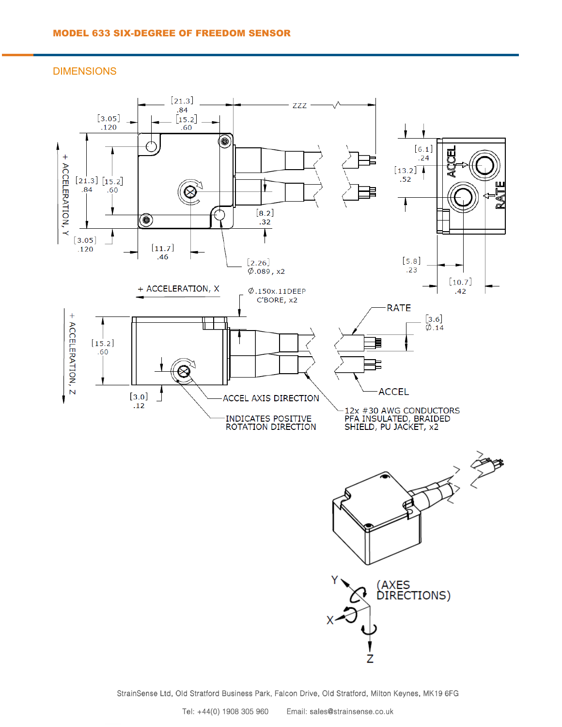## DIMENSIONS

[21.3]
.84

ZZZ

[3.05]
.120

[15.2]
.60

+ ACCELERATION, Y

[21.3]
.84

[15.2]
.60

[3.05]
.120

[11.7]
.46

[8.2]
.32

[2.26]
Ø.089, x2

[6.1]
.24

[13.2]
.52

ACCEL

RATE

[5.8]
.23

[10.7]
.42

+ ACCELERATION, X

Ø.150x.11DEEP
C'BORE, x2

+ ACCELERATION, Z

[15.2]
.60

[3.0]
.12

RATE

[3.6]
Ø.14

ACCEL

ACCEL AXIS DIRECTION

INDICATES POSITIVE
ROTATION DIRECTION

12x #30 AWG CONDUCTORS
PFA INSULATED, BRAIDED
SHIELD, PU JACKET, x2

Y

X

Z

(AXES
DIRECTIONS)

StrainSense Ltd, Old Stratford Business Park, Falcon Drive, Old Stratford, Milton Keynes, MK19 6FG

Tel: +44(0) 1908 305 960 Email: sales@strainsense.co.uk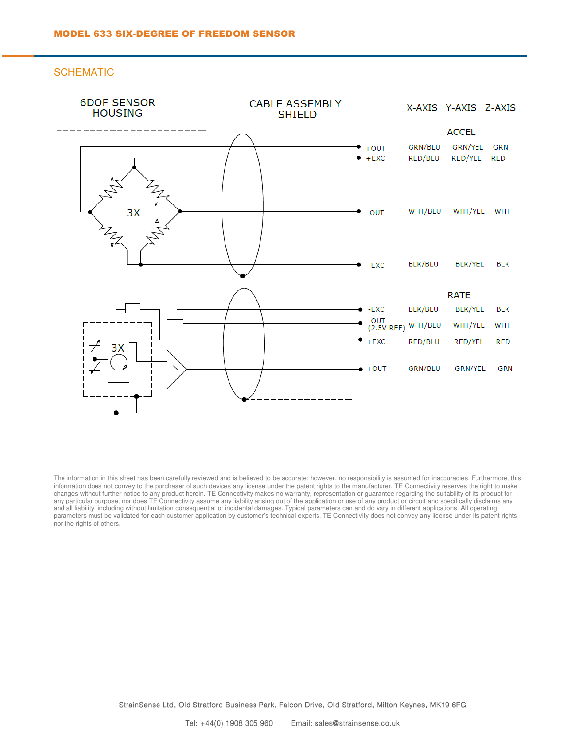## SCHEMATIC

6DOF SENSOR HOUSING

CABLE ASSEMBLY SHIELD

| | | X-AXIS | Y-AXIS | Z-AXIS |
|---|---|---|---|---|
| ACCEL | | | | |
| | +OUT | GRN/BLU | GRN/YEL | GRN |
| | +EXC | RED/BLU | RED/YEL | RED |
| | -OUT | WHT/BLU | WHT/YEL | WHT |
| | -EXC | BLK/BLU | BLK/YEL | BLK |
| RATE | | | | |
| | -EXC | BLK/BLU | BLK/YEL | BLK |
| | -OUT (2.5V REF) | WHT/BLU | WHT/YEL | WHT |
| | +EXC | RED/BLU | RED/YEL | RED |
| | +OUT | GRN/BLU | GRN/YEL | GRN |

The information in this sheet has been carefully reviewed and is believed to be accurate; however, no responsibility is assumed for inaccuracies. Furthermore, this information does not convey to the purchaser of such devices any license under the patent rights to the manufacturer. TE Connectivity reserves the right to make changes without further notice to any product herein. TE Connectivity makes no warranty, representation or guarantee regarding the suitability of its product for any particular purpose, nor does TE Connectivity assume any liability arising out of the application or use of any product or circuit and specifically disclaims any and all liability, including without limitation consequential or incidental damages. Typical parameters can and do vary in different applications. All operating parameters must be validated for each customer application by customer's technical experts. TE Connectivity does not convey any license under its patent rights nor the rights of others.

StrainSense Ltd, Old Stratford Business Park, Falcon Drive, Old Stratford, Milton Keynes, MK19 6FG

Tel: +44(0) 1908 305 960 Email: sales@strainsense.co.uk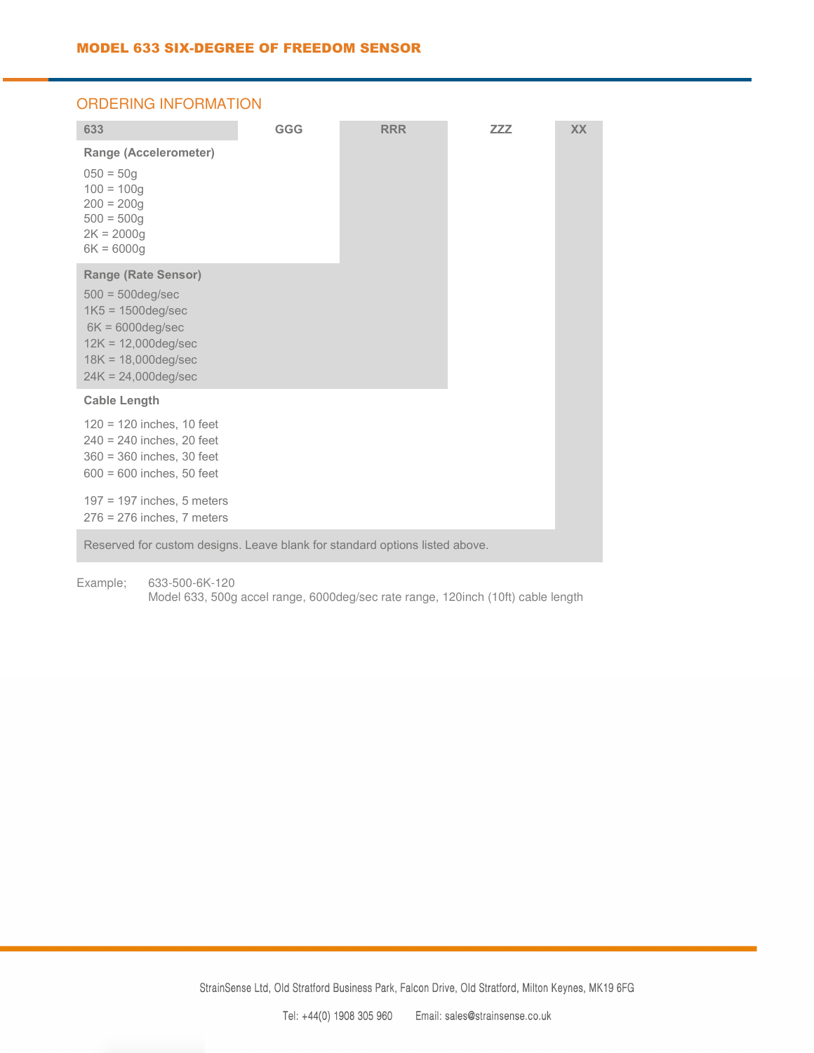## MODEL 633 SIX-DEGREE OF FREEDOM SENSOR

### ORDERING INFORMATION

| 633 | GGG | RRR | ZZZ | XX |
|---|---|---|---|---|
| **Range (Accelerometer)** | | | | |
| 050 = 50g<br>100 = 100g<br>200 = 200g<br>500 = 500g<br>2K = 2000g<br>6K = 6000g | | | | |
| **Range (Rate Sensor)** | | | | |
| 500 = 500deg/sec<br>1K5 = 1500deg/sec<br>6K = 6000deg/sec<br>12K = 12,000deg/sec<br>18K = 18,000deg/sec<br>24K = 24,000deg/sec | | | | |
| **Cable Length** | | | | |
| 120 = 120 inches, 10 feet<br>240 = 240 inches, 20 feet<br>360 = 360 inches, 30 feet<br>600 = 600 inches, 50 feet<br><br>197 = 197 inches, 5 meters<br>276 = 276 inches, 7 meters | | | | |
| Reserved for custom designs. Leave blank for standard options listed above. | | | | |

Example; 633-500-6K-120
Model 633, 500g accel range, 6000deg/sec rate range, 120inch (10ft) cable length

StrainSense Ltd, Old Stratford Business Park, Falcon Drive, Old Stratford, Milton Keynes, MK19 6FG

Tel: +44(0) 1908 305 960 Email: sales@strainsense.co.uk